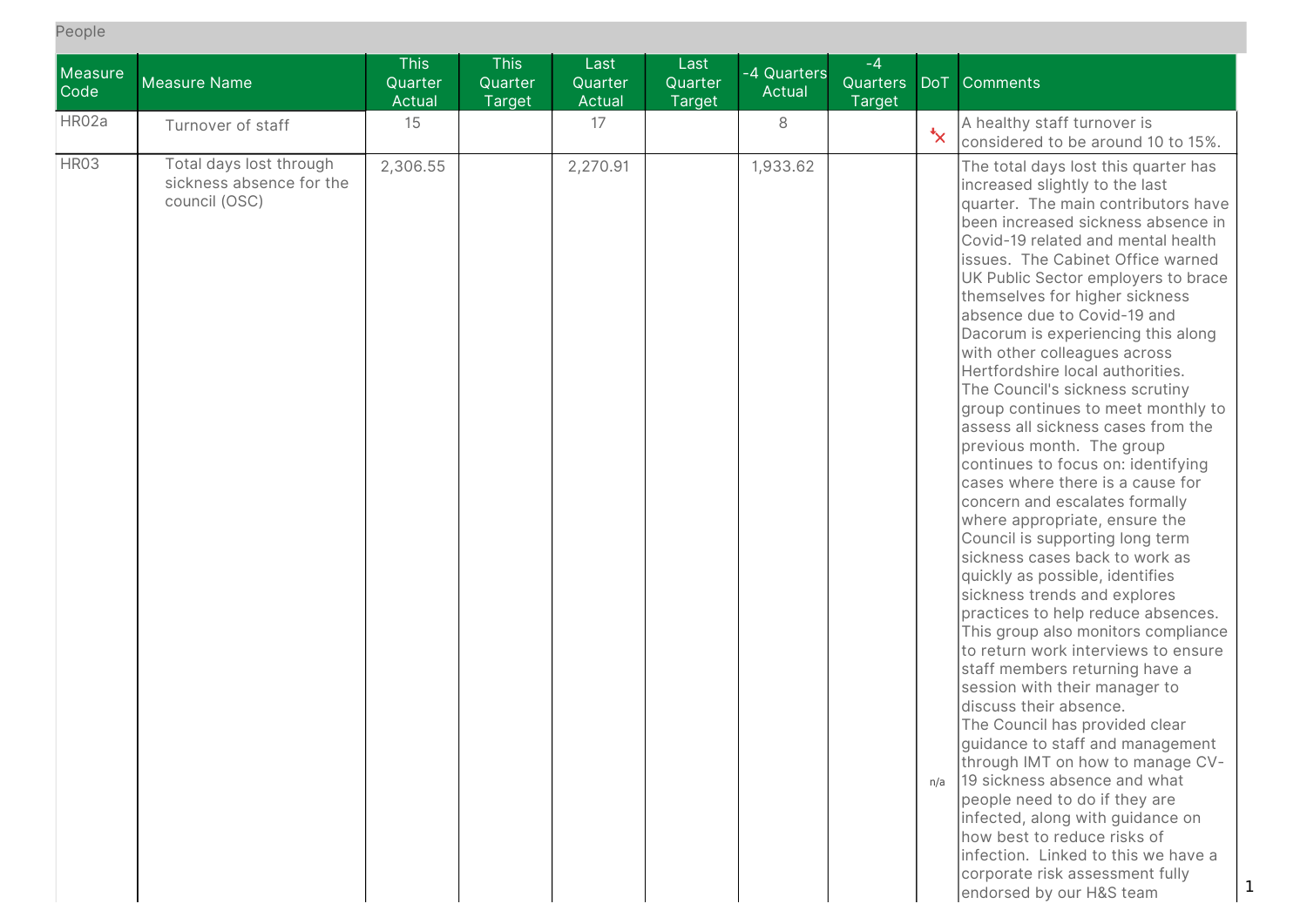People

| Measure Code | Measure Name | This Quarter Actual | This Quarter Target | Last Quarter Actual | Last Quarter Target | -4 Quarters Actual | -4 Quarters Target | DoT | Comments |
|---|---|---|---|---|---|---|---|---|---|
| HR02a | Turnover of staff | 15 | | 17 | | 8 | | | A healthy staff turnover is considered to be around 10 to 15%. |
| HR03 | Total days lost through sickness absence for the council (OSC) | 2,306.55 | | 2,270.91 | | 1,933.62 | | n/a | The total days lost this quarter has increased slightly to the last quarter. The main contributors have been increased sickness absence in Covid-19 related and mental health issues. The Cabinet Office warned UK Public Sector employers to brace themselves for higher sickness absence due to Covid-19 and Dacorum is experiencing this along with other colleagues across Hertfordshire local authorities. The Council's sickness scrutiny group continues to meet monthly to assess all sickness cases from the previous month. The group continues to focus on: identifying cases where there is a cause for concern and escalates formally where appropriate, ensure the Council is supporting long term sickness cases back to work as quickly as possible, identifies sickness trends and explores practices to help reduce absences. This group also monitors compliance to return work interviews to ensure staff members returning have a session with their manager to discuss their absence. The Council has provided clear guidance to staff and management through IMT on how to manage CV-19 sickness absence and what people need to do if they are infected, along with guidance on how best to reduce risks of infection. Linked to this we have a corporate risk assessment fully endorsed by our H&S team |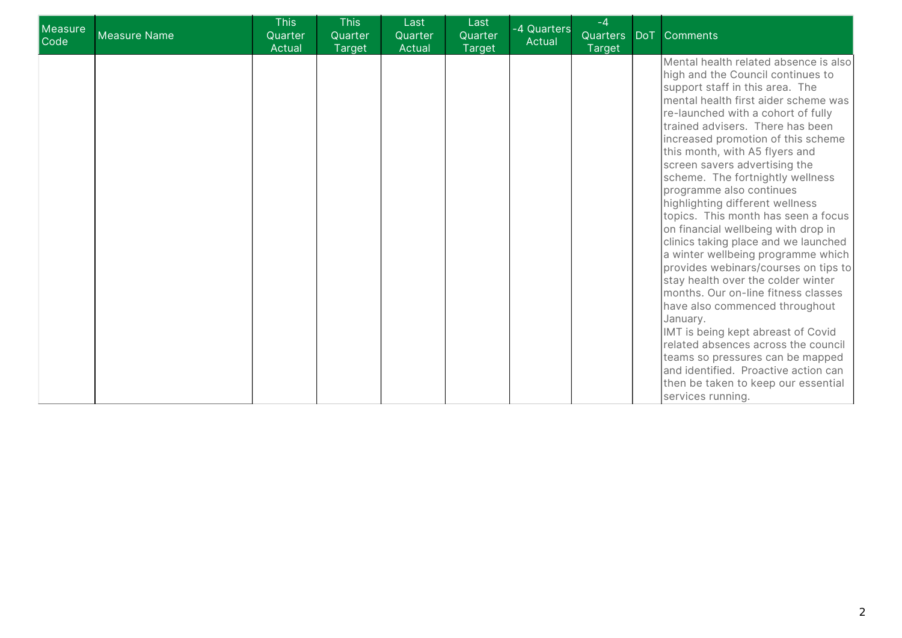| Measure Code | Measure Name | This Quarter Actual | This Quarter Target | Last Quarter Actual | Last Quarter Target | -4 Quarters Actual | -4 Quarters Target | DoT | Comments |
|---|---|---|---|---|---|---|---|---|---|
| | | | | | | | | | Mental health related absence is also high and the Council continues to support staff in this area. The mental health first aider scheme was re-launched with a cohort of fully trained advisers. There has been increased promotion of this scheme this month, with A5 flyers and screen savers advertising the scheme. The fortnightly wellness programme also continues highlighting different wellness topics. This month has seen a focus on financial wellbeing with drop in clinics taking place and we launched a winter wellbeing programme which provides webinars/courses on tips to stay health over the colder winter months. Our on-line fitness classes have also commenced throughout January.<br>IMT is being kept abreast of Covid related absences across the council teams so pressures can be mapped and identified. Proactive action can then be taken to keep our essential services running. |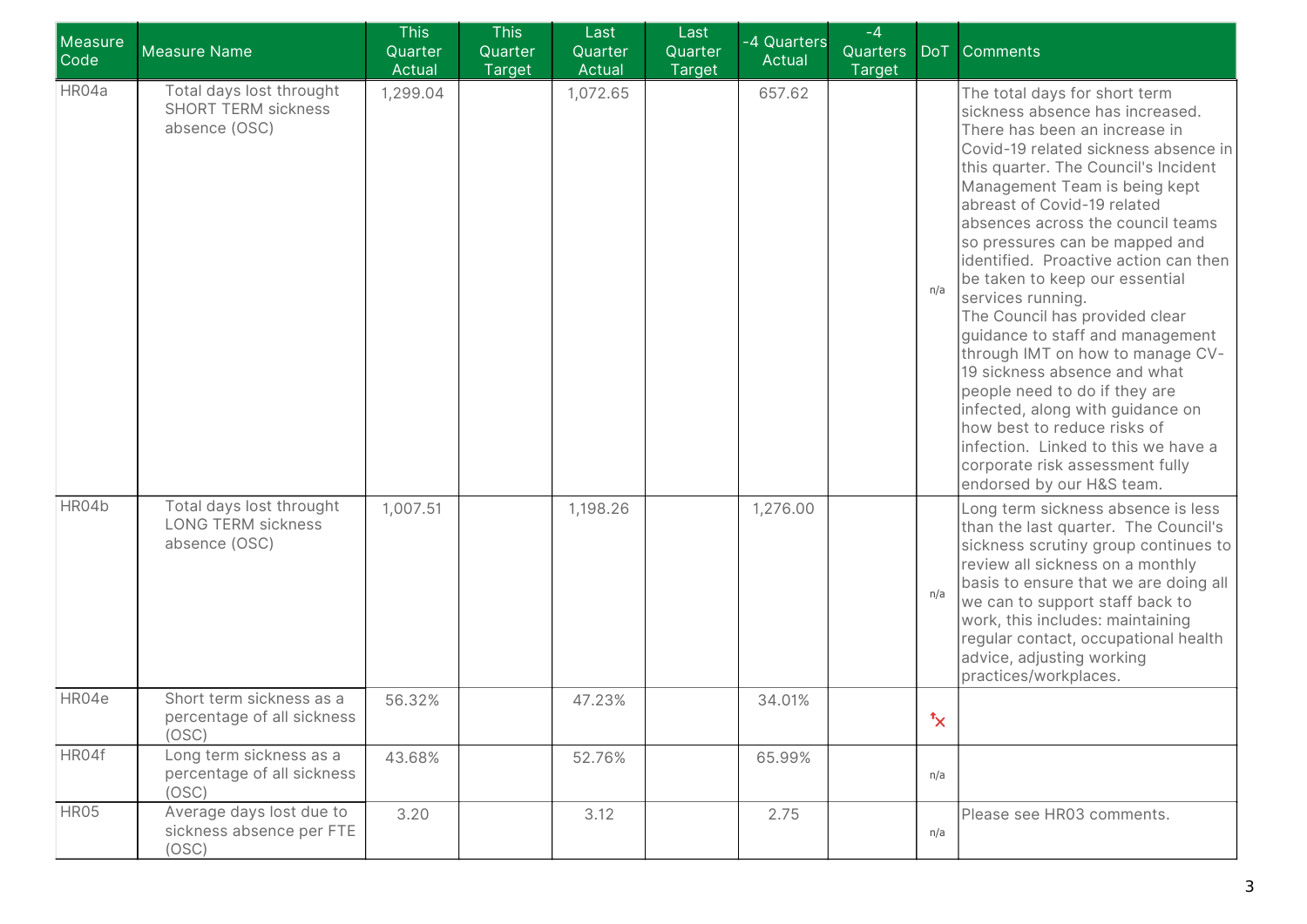| Measure Code | Measure Name | This Quarter Actual | This Quarter Target | Last Quarter Actual | Last Quarter Target | -4 Quarters Actual | -4 Quarters Target | DoT | Comments |
|---|---|---|---|---|---|---|---|---|---|
| HR04a | Total days lost throught SHORT TERM sickness absence (OSC) | 1,299.04 | | 1,072.65 | | 657.62 | | n/a | The total days for short term sickness absence has increased. There has been an increase in Covid-19 related sickness absence in this quarter. The Council's Incident Management Team is being kept abreast of Covid-19 related absences across the council teams so pressures can be mapped and identified. Proactive action can then be taken to keep our essential services running.<br>The Council has provided clear guidance to staff and management through IMT on how to manage CV-19 sickness absence and what people need to do if they are infected, along with guidance on how best to reduce risks of infection. Linked to this we have a corporate risk assessment fully endorsed by our H&S team. |
| HR04b | Total days lost throught LONG TERM sickness absence (OSC) | 1,007.51 | | 1,198.26 | | 1,276.00 | | n/a | Long term sickness absence is less than the last quarter. The Council's sickness scrutiny group continues to review all sickness on a monthly basis to ensure that we are doing all we can to support staff back to work, this includes: maintaining regular contact, occupational health advice, adjusting working practices/workplaces. |
| HR04e | Short term sickness as a percentage of all sickness (OSC) | 56.32% | | 47.23% | | 34.01% | | ↑✗ | |
| HR04f | Long term sickness as a percentage of all sickness (OSC) | 43.68% | | 52.76% | | 65.99% | | n/a | |
| HR05 | Average days lost due to sickness absence per FTE (OSC) | 3.20 | | 3.12 | | 2.75 | | n/a | Please see HR03 comments. |